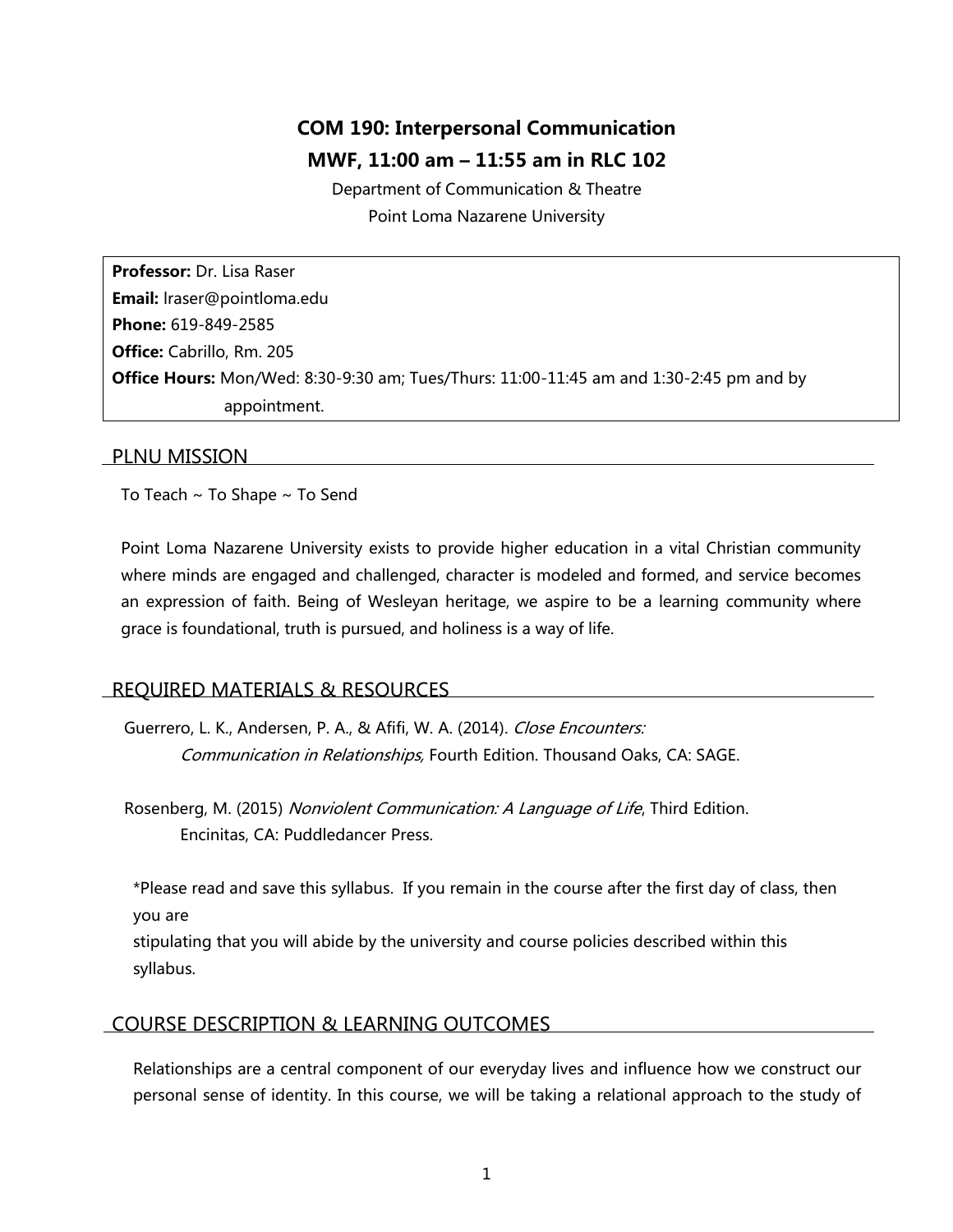# COM 190: Interpersonal Communication

## MWF, 11:00 am – 11:55 am in RLC 102

Department of Communication & Theatre

Point Loma Nazarene University

**Professor:** Dr. Lisa Raser
**Email:** lraser@pointloma.edu
**Phone:** 619-849-2585
**Office:** Cabrillo, Rm. 205
**Office Hours:** Mon/Wed: 8:30-9:30 am; Tues/Thurs: 11:00-11:45 am and 1:30-2:45 pm and by appointment.

## PLNU MISSION

To Teach ~ To Shape ~ To Send

Point Loma Nazarene University exists to provide higher education in a vital Christian community where minds are engaged and challenged, character is modeled and formed, and service becomes an expression of faith. Being of Wesleyan heritage, we aspire to be a learning community where grace is foundational, truth is pursued, and holiness is a way of life.

## REQUIRED MATERIALS & RESOURCES

Guerrero, L. K., Andersen, P. A., & Afifi, W. A. (2014). *Close Encounters: Communication in Relationships,* Fourth Edition. Thousand Oaks, CA: SAGE.

Rosenberg, M. (2015) *Nonviolent Communication: A Language of Life*, Third Edition. Encinitas, CA: Puddledancer Press.

*Please read and save this syllabus. If you remain in the course after the first day of class, then you are stipulating that you will abide by the university and course policies described within this syllabus.

## COURSE DESCRIPTION & LEARNING OUTCOMES

Relationships are a central component of our everyday lives and influence how we construct our personal sense of identity. In this course, we will be taking a relational approach to the study of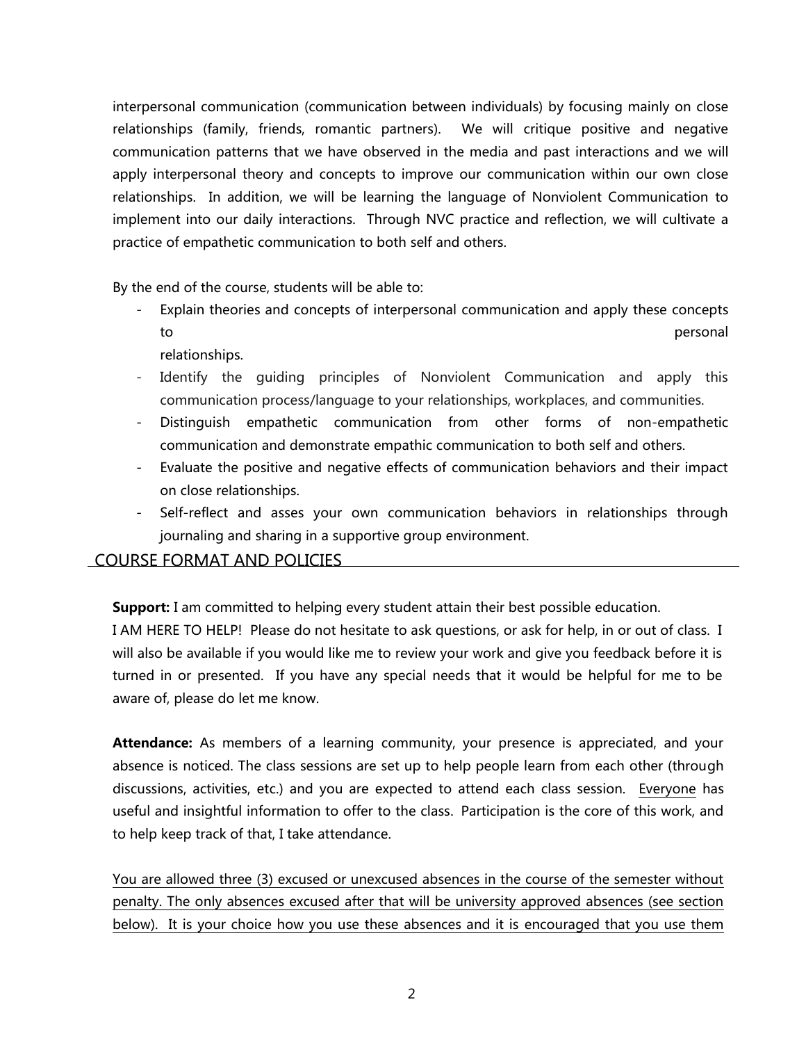interpersonal communication (communication between individuals) by focusing mainly on close relationships (family, friends, romantic partners). We will critique positive and negative communication patterns that we have observed in the media and past interactions and we will apply interpersonal theory and concepts to improve our communication within our own close relationships. In addition, we will be learning the language of Nonviolent Communication to implement into our daily interactions. Through NVC practice and reflection, we will cultivate a practice of empathetic communication to both self and others.

By the end of the course, students will be able to:

- Explain theories and concepts of interpersonal communication and apply these concepts to personal relationships.
- Identify the guiding principles of Nonviolent Communication and apply this communication process/language to your relationships, workplaces, and communities.
- Distinguish empathetic communication from other forms of non-empathetic communication and demonstrate empathic communication to both self and others.
- Evaluate the positive and negative effects of communication behaviors and their impact on close relationships.
- Self-reflect and asses your own communication behaviors in relationships through journaling and sharing in a supportive group environment.

## COURSE FORMAT AND POLICIES

**Support:** I am committed to helping every student attain their best possible education.
I AM HERE TO HELP! Please do not hesitate to ask questions, or ask for help, in or out of class. I will also be available if you would like me to review your work and give you feedback before it is turned in or presented. If you have any special needs that it would be helpful for me to be aware of, please do let me know.

**Attendance:** As members of a learning community, your presence is appreciated, and your absence is noticed. The class sessions are set up to help people learn from each other (through discussions, activities, etc.) and you are expected to attend each class session. Everyone has useful and insightful information to offer to the class. Participation is the core of this work, and to help keep track of that, I take attendance.

You are allowed three (3) excused or unexcused absences in the course of the semester without penalty. The only absences excused after that will be university approved absences (see section below). It is your choice how you use these absences and it is encouraged that you use them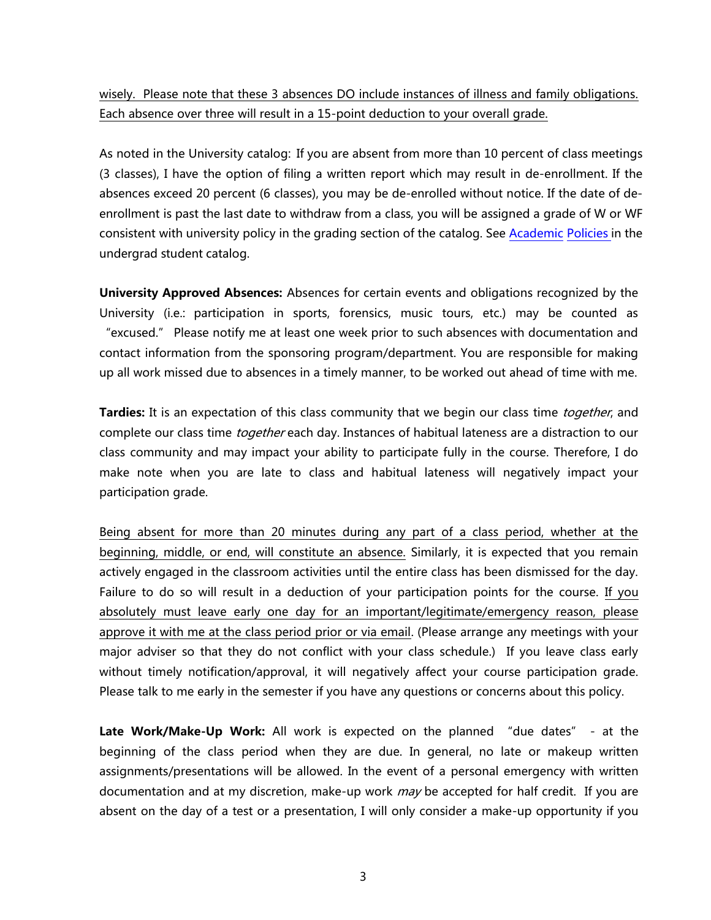<u>wisely. Please note that these 3 absences DO include instances of illness and family obligations. Each absence over three will result in a 15-point deduction to your overall grade.</u>

As noted in the University catalog: If you are absent from more than 10 percent of class meetings (3 classes), I have the option of filing a written report which may result in de-enrollment. If the absences exceed 20 percent (6 classes), you may be de-enrolled without notice. If the date of de-enrollment is past the last date to withdraw from a class, you will be assigned a grade of W or WF consistent with university policy in the grading section of the catalog. See Academic Policies in the undergrad student catalog.

**University Approved Absences:** Absences for certain events and obligations recognized by the University (i.e.: participation in sports, forensics, music tours, etc.) may be counted as "excused." Please notify me at least one week prior to such absences with documentation and contact information from the sponsoring program/department. You are responsible for making up all work missed due to absences in a timely manner, to be worked out ahead of time with me.

**Tardies:** It is an expectation of this class community that we begin our class time *together*, and complete our class time *together* each day. Instances of habitual lateness are a distraction to our class community and may impact your ability to participate fully in the course. Therefore, I do make note when you are late to class and habitual lateness will negatively impact your participation grade.

<u>Being absent for more than 20 minutes during any part of a class period, whether at the beginning, middle, or end, will constitute an absence.</u> Similarly, it is expected that you remain actively engaged in the classroom activities until the entire class has been dismissed for the day. Failure to do so will result in a deduction of your participation points for the course. <u>If you absolutely must leave early one day for an important/legitimate/emergency reason, please approve it with me at the class period prior or via email</u>. (Please arrange any meetings with your major adviser so that they do not conflict with your class schedule.) If you leave class early without timely notification/approval, it will negatively affect your course participation grade. Please talk to me early in the semester if you have any questions or concerns about this policy.

**Late Work/Make-Up Work:** All work is expected on the planned "due dates" - at the beginning of the class period when they are due. In general, no late or makeup written assignments/presentations will be allowed. In the event of a personal emergency with written documentation and at my discretion, make-up work *may* be accepted for half credit. If you are absent on the day of a test or a presentation, I will only consider a make-up opportunity if you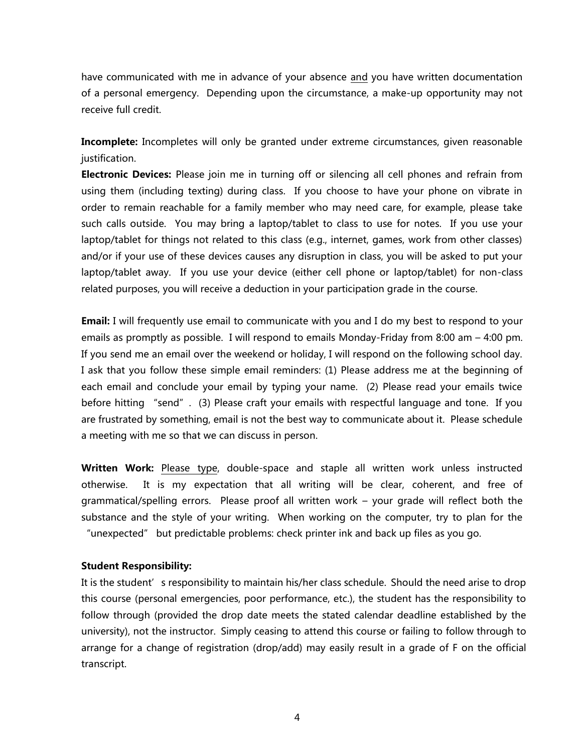have communicated with me in advance of your absence <u>and</u> you have written documentation of a personal emergency. Depending upon the circumstance, a make-up opportunity may not receive full credit.

**Incomplete:** Incompletes will only be granted under extreme circumstances, given reasonable justification.

**Electronic Devices:** Please join me in turning off or silencing all cell phones and refrain from using them (including texting) during class. If you choose to have your phone on vibrate in order to remain reachable for a family member who may need care, for example, please take such calls outside. You may bring a laptop/tablet to class to use for notes. If you use your laptop/tablet for things not related to this class (e.g., internet, games, work from other classes) and/or if your use of these devices causes any disruption in class, you will be asked to put your laptop/tablet away. If you use your device (either cell phone or laptop/tablet) for non-class related purposes, you will receive a deduction in your participation grade in the course.

**Email:** I will frequently use email to communicate with you and I do my best to respond to your emails as promptly as possible. I will respond to emails Monday-Friday from 8:00 am – 4:00 pm. If you send me an email over the weekend or holiday, I will respond on the following school day. I ask that you follow these simple email reminders: (1) Please address me at the beginning of each email and conclude your email by typing your name. (2) Please read your emails twice before hitting "send". (3) Please craft your emails with respectful language and tone. If you are frustrated by something, email is not the best way to communicate about it. Please schedule a meeting with me so that we can discuss in person.

**Written Work:** <u>Please type</u>, double-space and staple all written work unless instructed otherwise. It is my expectation that all writing will be clear, coherent, and free of grammatical/spelling errors. Please proof all written work – your grade will reflect both the substance and the style of your writing. When working on the computer, try to plan for the "unexpected" but predictable problems: check printer ink and back up files as you go.

**Student Responsibility:**

It is the student's responsibility to maintain his/her class schedule. Should the need arise to drop this course (personal emergencies, poor performance, etc.), the student has the responsibility to follow through (provided the drop date meets the stated calendar deadline established by the university), not the instructor. Simply ceasing to attend this course or failing to follow through to arrange for a change of registration (drop/add) may easily result in a grade of F on the official transcript.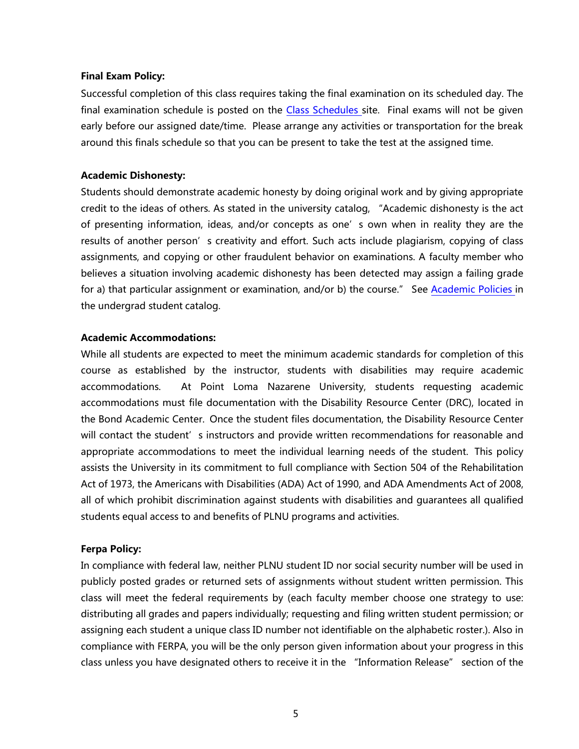**Final Exam Policy:**

Successful completion of this class requires taking the final examination on its scheduled day. The final examination schedule is posted on the Class Schedules site. Final exams will not be given early before our assigned date/time. Please arrange any activities or transportation for the break around this finals schedule so that you can be present to take the test at the assigned time.

**Academic Dishonesty:**

Students should demonstrate academic honesty by doing original work and by giving appropriate credit to the ideas of others. As stated in the university catalog, "Academic dishonesty is the act of presenting information, ideas, and/or concepts as one's own when in reality they are the results of another person's creativity and effort. Such acts include plagiarism, copying of class assignments, and copying or other fraudulent behavior on examinations. A faculty member who believes a situation involving academic dishonesty has been detected may assign a failing grade for a) that particular assignment or examination, and/or b) the course." See Academic Policies in the undergrad student catalog.

**Academic Accommodations:**

While all students are expected to meet the minimum academic standards for completion of this course as established by the instructor, students with disabilities may require academic accommodations. At Point Loma Nazarene University, students requesting academic accommodations must file documentation with the Disability Resource Center (DRC), located in the Bond Academic Center. Once the student files documentation, the Disability Resource Center will contact the student's instructors and provide written recommendations for reasonable and appropriate accommodations to meet the individual learning needs of the student. This policy assists the University in its commitment to full compliance with Section 504 of the Rehabilitation Act of 1973, the Americans with Disabilities (ADA) Act of 1990, and ADA Amendments Act of 2008, all of which prohibit discrimination against students with disabilities and guarantees all qualified students equal access to and benefits of PLNU programs and activities.

**Ferpa Policy:**

In compliance with federal law, neither PLNU student ID nor social security number will be used in publicly posted grades or returned sets of assignments without student written permission. This class will meet the federal requirements by (each faculty member choose one strategy to use: distributing all grades and papers individually; requesting and filing written student permission; or assigning each student a unique class ID number not identifiable on the alphabetic roster.). Also in compliance with FERPA, you will be the only person given information about your progress in this class unless you have designated others to receive it in the "Information Release" section of the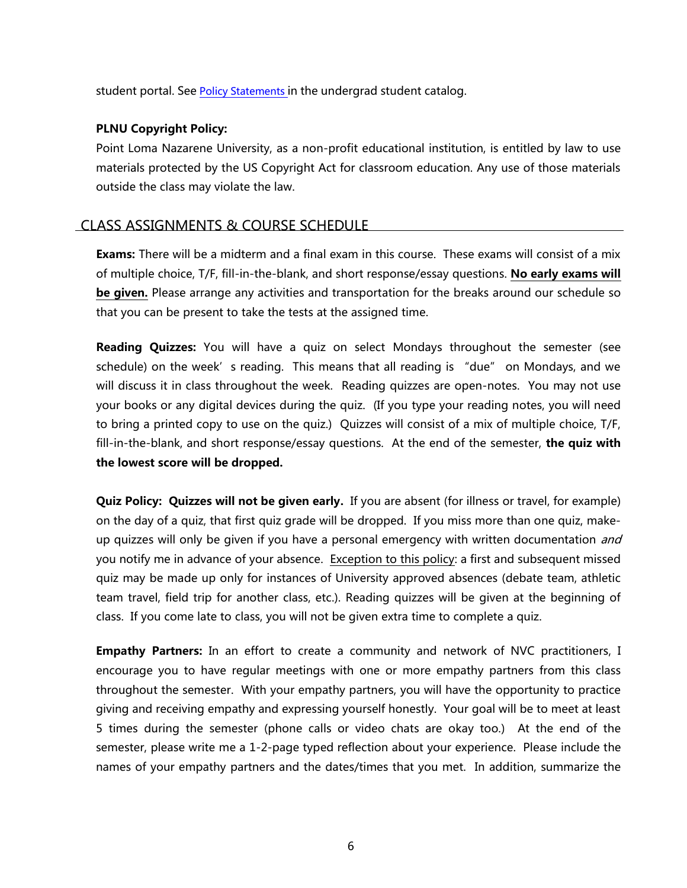student portal. See Policy Statements in the undergrad student catalog.

**PLNU Copyright Policy:**

Point Loma Nazarene University, as a non-profit educational institution, is entitled by law to use materials protected by the US Copyright Act for classroom education. Any use of those materials outside the class may violate the law.

## CLASS ASSIGNMENTS & COURSE SCHEDULE

**Exams:** There will be a midterm and a final exam in this course. These exams will consist of a mix of multiple choice, T/F, fill-in-the-blank, and short response/essay questions. **No early exams will be given.** Please arrange any activities and transportation for the breaks around our schedule so that you can be present to take the tests at the assigned time.

**Reading Quizzes:** You will have a quiz on select Mondays throughout the semester (see schedule) on the week's reading. This means that all reading is "due" on Mondays, and we will discuss it in class throughout the week. Reading quizzes are open-notes. You may not use your books or any digital devices during the quiz. (If you type your reading notes, you will need to bring a printed copy to use on the quiz.) Quizzes will consist of a mix of multiple choice, T/F, fill-in-the-blank, and short response/essay questions. At the end of the semester, **the quiz with the lowest score will be dropped.**

**Quiz Policy: Quizzes will not be given early.** If you are absent (for illness or travel, for example) on the day of a quiz, that first quiz grade will be dropped. If you miss more than one quiz, make-up quizzes will only be given if you have a personal emergency with written documentation *and* you notify me in advance of your absence. Exception to this policy: a first and subsequent missed quiz may be made up only for instances of University approved absences (debate team, athletic team travel, field trip for another class, etc.). Reading quizzes will be given at the beginning of class. If you come late to class, you will not be given extra time to complete a quiz.

**Empathy Partners:** In an effort to create a community and network of NVC practitioners, I encourage you to have regular meetings with one or more empathy partners from this class throughout the semester. With your empathy partners, you will have the opportunity to practice giving and receiving empathy and expressing yourself honestly. Your goal will be to meet at least 5 times during the semester (phone calls or video chats are okay too.) At the end of the semester, please write me a 1-2-page typed reflection about your experience. Please include the names of your empathy partners and the dates/times that you met. In addition, summarize the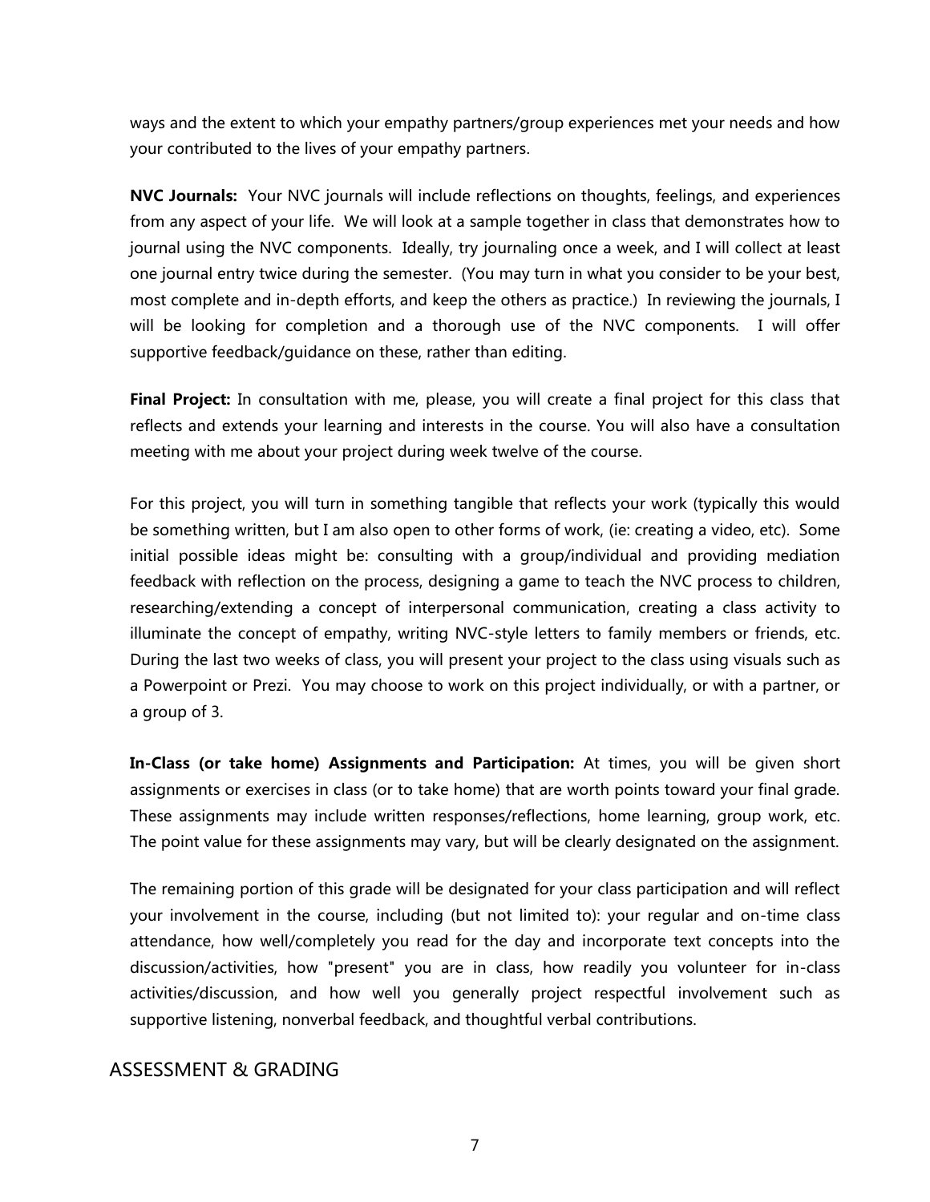ways and the extent to which your empathy partners/group experiences met your needs and how your contributed to the lives of your empathy partners.

**NVC Journals:** Your NVC journals will include reflections on thoughts, feelings, and experiences from any aspect of your life. We will look at a sample together in class that demonstrates how to journal using the NVC components. Ideally, try journaling once a week, and I will collect at least one journal entry twice during the semester. (You may turn in what you consider to be your best, most complete and in-depth efforts, and keep the others as practice.) In reviewing the journals, I will be looking for completion and a thorough use of the NVC components. I will offer supportive feedback/guidance on these, rather than editing.

**Final Project:** In consultation with me, please, you will create a final project for this class that reflects and extends your learning and interests in the course. You will also have a consultation meeting with me about your project during week twelve of the course.

For this project, you will turn in something tangible that reflects your work (typically this would be something written, but I am also open to other forms of work, (ie: creating a video, etc). Some initial possible ideas might be: consulting with a group/individual and providing mediation feedback with reflection on the process, designing a game to teach the NVC process to children, researching/extending a concept of interpersonal communication, creating a class activity to illuminate the concept of empathy, writing NVC-style letters to family members or friends, etc. During the last two weeks of class, you will present your project to the class using visuals such as a Powerpoint or Prezi. You may choose to work on this project individually, or with a partner, or a group of 3.

**In-Class (or take home) Assignments and Participation:** At times, you will be given short assignments or exercises in class (or to take home) that are worth points toward your final grade. These assignments may include written responses/reflections, home learning, group work, etc. The point value for these assignments may vary, but will be clearly designated on the assignment.

The remaining portion of this grade will be designated for your class participation and will reflect your involvement in the course, including (but not limited to): your regular and on-time class attendance, how well/completely you read for the day and incorporate text concepts into the discussion/activities, how "present" you are in class, how readily you volunteer for in-class activities/discussion, and how well you generally project respectful involvement such as supportive listening, nonverbal feedback, and thoughtful verbal contributions.

## ASSESSMENT & GRADING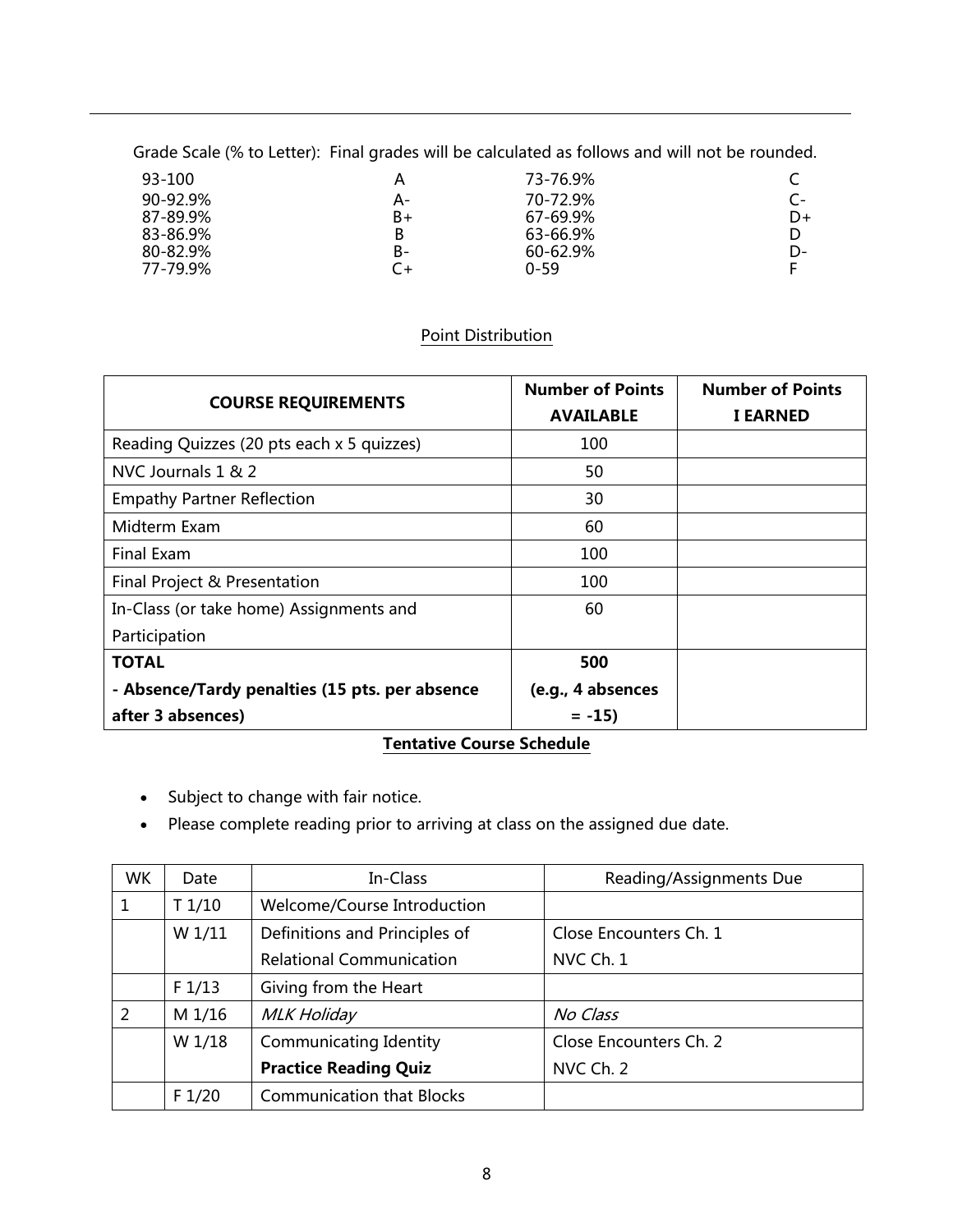Grade Scale (% to Letter): Final grades will be calculated as follows and will not be rounded.

| | | | |
|---|---|---|---|
| 93-100 | A | 73-76.9% | C |
| 90-92.9% | A- | 70-72.9% | C- |
| 87-89.9% | B+ | 67-69.9% | D+ |
| 83-86.9% | B | 63-66.9% | D |
| 80-82.9% | B- | 60-62.9% | D- |
| 77-79.9% | C+ | 0-59 | F |

Point Distribution

| COURSE REQUIREMENTS | Number of Points AVAILABLE | Number of Points I EARNED |
|---|---|---|
| Reading Quizzes (20 pts each x 5 quizzes) | 100 | |
| NVC Journals 1 & 2 | 50 | |
| Empathy Partner Reflection | 30 | |
| Midterm Exam | 60 | |
| Final Exam | 100 | |
| Final Project & Presentation | 100 | |
| In-Class (or take home) Assignments and Participation | 60 | |
| **TOTAL** | **500** | |
| **- Absence/Tardy penalties (15 pts. per absence after 3 absences)** | **(e.g., 4 absences = -15)** | |

**Tentative Course Schedule**

- Subject to change with fair notice.
- Please complete reading prior to arriving at class on the assigned due date.

| WK | Date | In-Class | Reading/Assignments Due |
|---|---|---|---|
| 1 | T 1/10 | Welcome/Course Introduction | |
| | W 1/11 | Definitions and Principles of Relational Communication | Close Encounters Ch. 1<br>NVC Ch. 1 |
| | F 1/13 | Giving from the Heart | |
| 2 | M 1/16 | *MLK Holiday* | *No Class* |
| | W 1/18 | Communicating Identity<br>**Practice Reading Quiz** | Close Encounters Ch. 2<br>NVC Ch. 2 |
| | F 1/20 | Communication that Blocks | |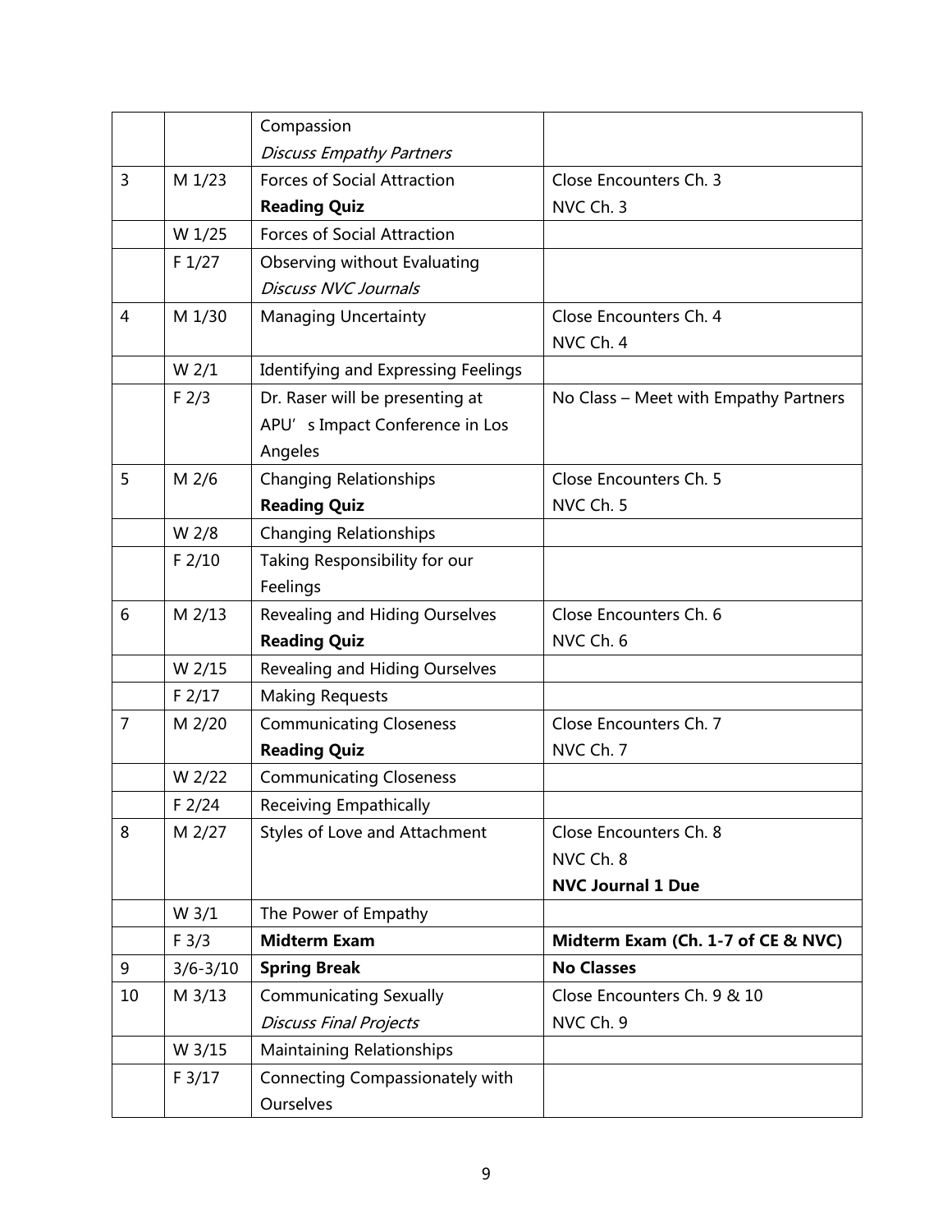| | | Compassion<br>*Discuss Empathy Partners* | |
|---|---|---|---|
| 3 | M 1/23 | Forces of Social Attraction<br>**Reading Quiz** | Close Encounters Ch. 3<br>NVC Ch. 3 |
| | W 1/25 | Forces of Social Attraction | |
| | F 1/27 | Observing without Evaluating<br>*Discuss NVC Journals* | |
| 4 | M 1/30 | Managing Uncertainty | Close Encounters Ch. 4<br>NVC Ch. 4 |
| | W 2/1 | Identifying and Expressing Feelings | |
| | F 2/3 | Dr. Raser will be presenting at APU' s Impact Conference in Los Angeles | No Class – Meet with Empathy Partners |
| 5 | M 2/6 | Changing Relationships<br>**Reading Quiz** | Close Encounters Ch. 5<br>NVC Ch. 5 |
| | W 2/8 | Changing Relationships | |
| | F 2/10 | Taking Responsibility for our Feelings | |
| 6 | M 2/13 | Revealing and Hiding Ourselves<br>**Reading Quiz** | Close Encounters Ch. 6<br>NVC Ch. 6 |
| | W 2/15 | Revealing and Hiding Ourselves | |
| | F 2/17 | Making Requests | |
| 7 | M 2/20 | Communicating Closeness<br>**Reading Quiz** | Close Encounters Ch. 7<br>NVC Ch. 7 |
| | W 2/22 | Communicating Closeness | |
| | F 2/24 | Receiving Empathically | |
| 8 | M 2/27 | Styles of Love and Attachment | Close Encounters Ch. 8<br>NVC Ch. 8<br>**NVC Journal 1 Due** |
| | W 3/1 | The Power of Empathy | |
| | F 3/3 | **Midterm Exam** | **Midterm Exam (Ch. 1-7 of CE & NVC)** |
| 9 | 3/6-3/10 | **Spring Break** | **No Classes** |
| 10 | M 3/13 | Communicating Sexually<br>*Discuss Final Projects* | Close Encounters Ch. 9 & 10<br>NVC Ch. 9 |
| | W 3/15 | Maintaining Relationships | |
| | F 3/17 | Connecting Compassionately with Ourselves | |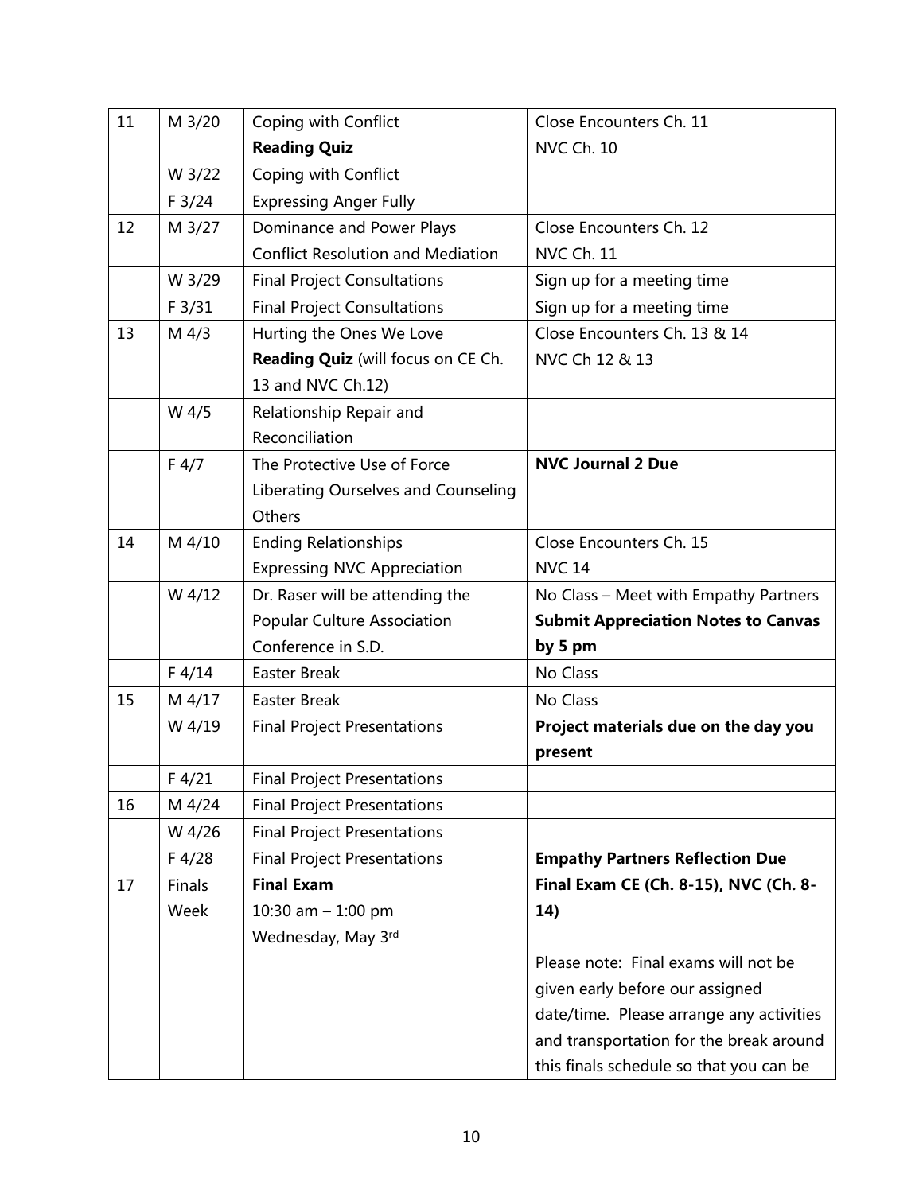| 11 | M 3/20 | Coping with Conflict<br>**Reading Quiz** | Close Encounters Ch. 11<br>NVC Ch. 10 |
|---|---|---|---|
| | W 3/22 | Coping with Conflict | |
| | F 3/24 | Expressing Anger Fully | |
| 12 | M 3/27 | Dominance and Power Plays<br>Conflict Resolution and Mediation | Close Encounters Ch. 12<br>NVC Ch. 11 |
| | W 3/29 | Final Project Consultations | Sign up for a meeting time |
| | F 3/31 | Final Project Consultations | Sign up for a meeting time |
| 13 | M 4/3 | Hurting the Ones We Love<br>**Reading Quiz** (will focus on CE Ch. 13 and NVC Ch.12) | Close Encounters Ch. 13 & 14<br>NVC Ch 12 & 13 |
| | W 4/5 | Relationship Repair and Reconciliation | |
| | F 4/7 | The Protective Use of Force<br>Liberating Ourselves and Counseling Others | **NVC Journal 2 Due** |
| 14 | M 4/10 | Ending Relationships<br>Expressing NVC Appreciation | Close Encounters Ch. 15<br>NVC 14 |
| | W 4/12 | Dr. Raser will be attending the Popular Culture Association Conference in S.D. | No Class – Meet with Empathy Partners<br>**Submit Appreciation Notes to Canvas by 5 pm** |
| | F 4/14 | Easter Break | No Class |
| 15 | M 4/17 | Easter Break | No Class |
| | W 4/19 | Final Project Presentations | **Project materials due on the day you present** |
| | F 4/21 | Final Project Presentations | |
| 16 | M 4/24 | Final Project Presentations | |
| | W 4/26 | Final Project Presentations | |
| | F 4/28 | Final Project Presentations | **Empathy Partners Reflection Due** |
| 17 | Finals Week | **Final Exam**<br>10:30 am – 1:00 pm<br>Wednesday, May 3rd | **Final Exam CE (Ch. 8-15), NVC (Ch. 8-14)**<br><br>Please note: Final exams will not be given early before our assigned date/time. Please arrange any activities and transportation for the break around this finals schedule so that you can be |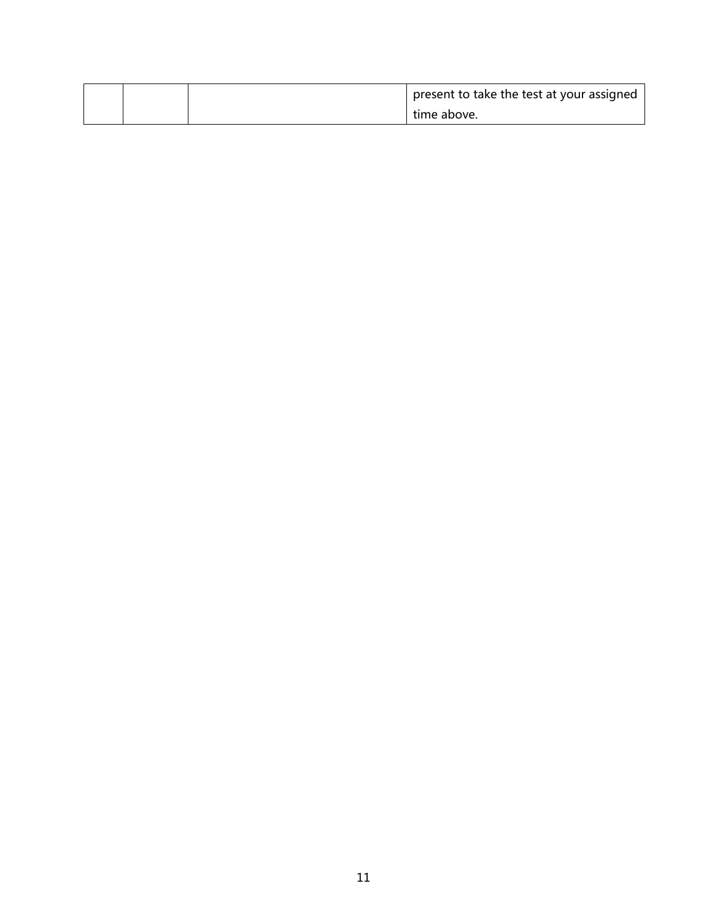| | | | |
|---|---|---|---|
| | | | present to take the test at your assigned time above. |